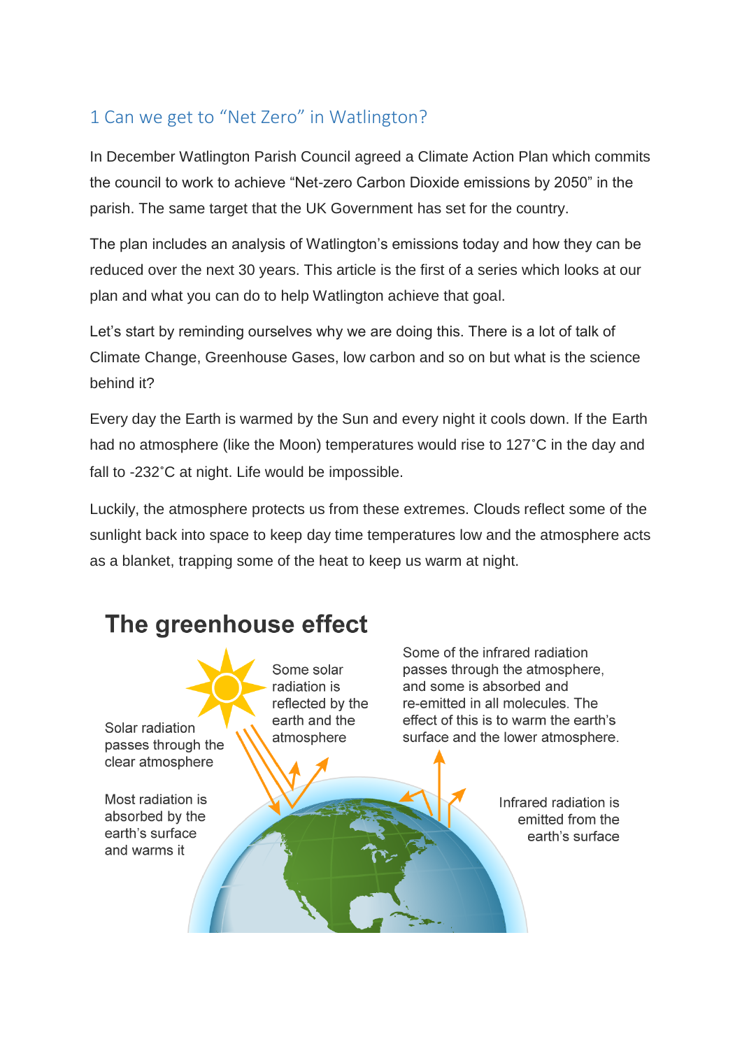# 1 Can we get to "Net Zero" in Watlington?

In December Watlington Parish Council agreed a Climate Action Plan which commits the council to work to achieve "Net-zero Carbon Dioxide emissions by 2050" in the parish. The same target that the UK Government has set for the country.

The plan includes an analysis of Watlington's emissions today and how they can be reduced over the next 30 years. This article is the first of a series which looks at our plan and what you can do to help Watlington achieve that goal.

Let's start by reminding ourselves why we are doing this. There is a lot of talk of Climate Change, Greenhouse Gases, low carbon and so on but what is the science behind it?

Every day the Earth is warmed by the Sun and every night it cools down. If the Earth had no atmosphere (like the Moon) temperatures would rise to 127˚C in the day and fall to -232˚C at night. Life would be impossible.

Luckily, the atmosphere protects us from these extremes. Clouds reflect some of the sunlight back into space to keep day time temperatures low and the atmosphere acts as a blanket, trapping some of the heat to keep us warm at night.

## The greenhouse effect

Solar radiation passes through the clear atmosphere

Most radiation is absorbed by the earth's surface and warms it

Some solar radiation is reflected by the earth and the atmosphere

Some of the infrared radiation passes through the atmosphere, and some is absorbed and re-emitted in all molecules. The effect of this is to warm the earth's surface and the lower atmosphere.

Infrared radiation is emitted from the earth's surface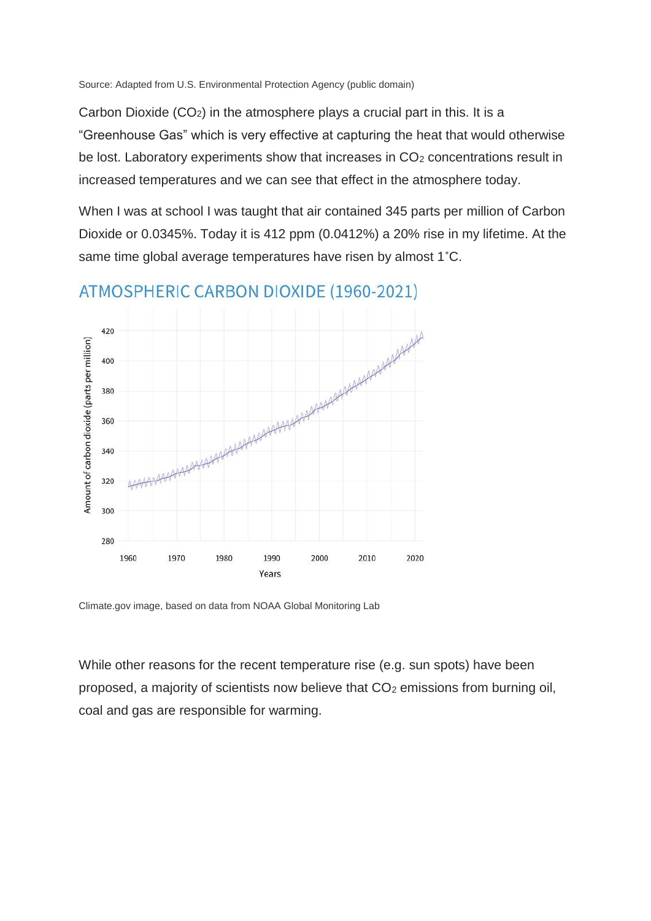Source: Adapted from U.S. Environmental Protection Agency (public domain)

Carbon Dioxide ($CO_2$) in the atmosphere plays a crucial part in this. It is a "Greenhouse Gas" which is very effective at capturing the heat that would otherwise be lost. Laboratory experiments show that increases in $CO_2$ concentrations result in increased temperatures and we can see that effect in the atmosphere today.

When I was at school I was taught that air contained 345 parts per million of Carbon Dioxide or 0.0345%. Today it is 412 ppm (0.0412%) a 20% rise in my lifetime. At the same time global average temperatures have risen by almost 1˚C.

## ATMOSPHERIC CARBON DIOXIDE (1960-2021)

Climate.gov image, based on data from NOAA Global Monitoring Lab

While other reasons for the recent temperature rise (e.g. sun spots) have been proposed, a majority of scientists now believe that $CO_2$ emissions from burning oil, coal and gas are responsible for warming.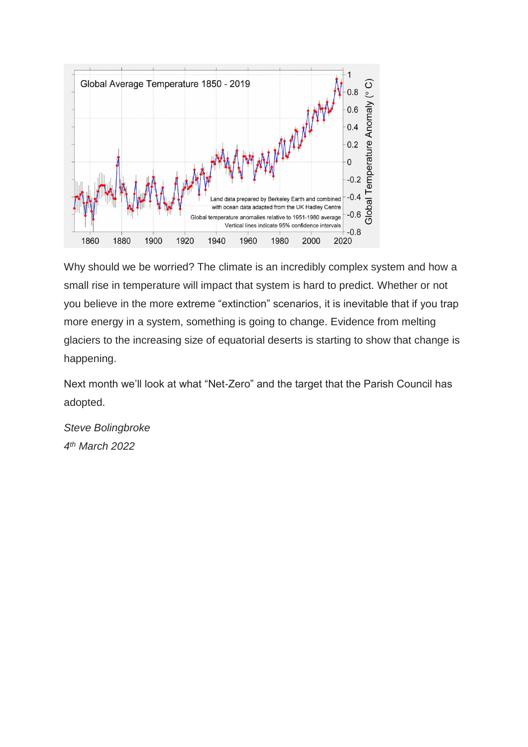Global Average Temperature 1850 - 2019

Global Temperature Anomaly (° C)

1
0.8
0.6
0.4
0.2
0
-0.2
-0.4
-0.6
-0.8

1860 1880 1900 1920 1940 1960 1980 2000 2020

Land data prepared by Berkeley Earth and combined with ocean data adapted from the UK Hadley Centre

Global temperature anomalies relative to 1951-1980 average

Vertical lines indicate 95% confidence intervals

Why should we be worried? The climate is an incredibly complex system and how a small rise in temperature will impact that system is hard to predict. Whether or not you believe in the more extreme “extinction” scenarios, it is inevitable that if you trap more energy in a system, something is going to change. Evidence from melting glaciers to the increasing size of equatorial deserts is starting to show that change is happening.

Next month we’ll look at what “Net-Zero” and the target that the Parish Council has adopted.

*Steve Bolingbroke*
*4th March 2022*